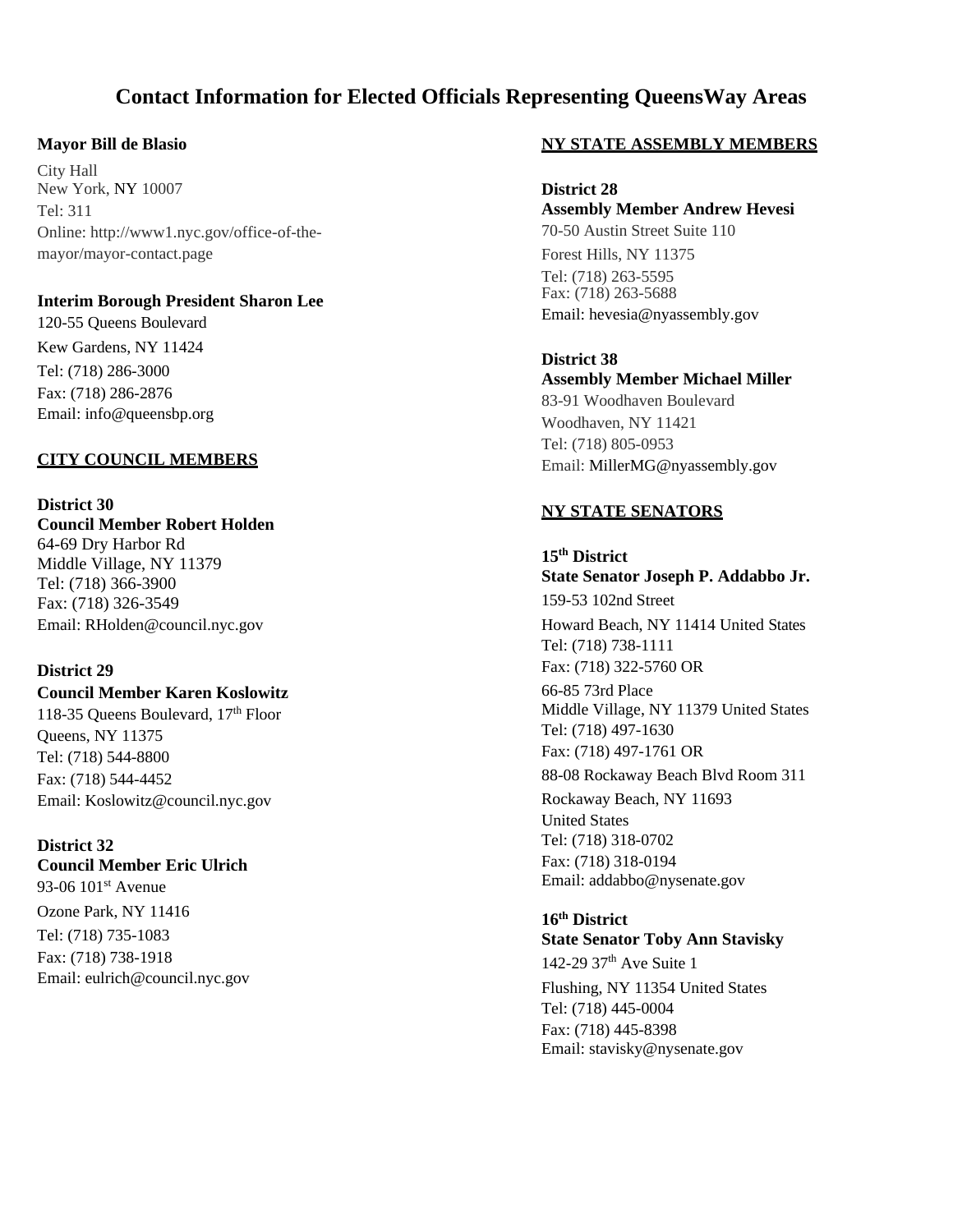# Contact Information for Elected Officials Representing QueensWay Areas

**Mayor Bill de Blasio**

City Hall
New York, NY 10007
Tel: 311
Online: http://www1.nyc.gov/office-of-the-mayor/mayor-contact.page

**Interim Borough President Sharon Lee**

120-55 Queens Boulevard
Kew Gardens, NY 11424
Tel: (718) 286-3000
Fax: (718) 286-2876
Email: info@queensbp.org

## CITY COUNCIL MEMBERS

**District 30**
**Council Member Robert Holden**

64-69 Dry Harbor Rd
Middle Village, NY 11379
Tel: (718) 366-3900
Fax: (718) 326-3549
Email: RHolden@council.nyc.gov

**District 29**
**Council Member Karen Koslowitz**

118-35 Queens Boulevard, 17th Floor
Queens, NY 11375
Tel: (718) 544-8800
Fax: (718) 544-4452
Email: Koslowitz@council.nyc.gov

**District 32**
**Council Member Eric Ulrich**

93-06 101st Avenue
Ozone Park, NY 11416
Tel: (718) 735-1083
Fax: (718) 738-1918
Email: eulrich@council.nyc.gov

## NY STATE ASSEMBLY MEMBERS

**District 28**
**Assembly Member Andrew Hevesi**

70-50 Austin Street Suite 110
Forest Hills, NY 11375
Tel: (718) 263-5595
Fax: (718) 263-5688
Email: hevesia@nyassembly.gov

**District 38**
**Assembly Member Michael Miller**

83-91 Woodhaven Boulevard
Woodhaven, NY 11421
Tel: (718) 805-0953
Email: MillerMG@nyassembly.gov

## NY STATE SENATORS

**15th District**
**State Senator Joseph P. Addabbo Jr.**

159-53 102nd Street
Howard Beach, NY 11414 United States
Tel: (718) 738-1111
Fax: (718) 322-5760 OR
66-85 73rd Place
Middle Village, NY 11379 United States
Tel: (718) 497-1630
Fax: (718) 497-1761 OR
88-08 Rockaway Beach Blvd Room 311
Rockaway Beach, NY 11693
United States
Tel: (718) 318-0702
Fax: (718) 318-0194
Email: addabbo@nysenate.gov

**16th District**
**State Senator Toby Ann Stavisky**

142-29 37th Ave Suite 1
Flushing, NY 11354 United States
Tel: (718) 445-0004
Fax: (718) 445-8398
Email: stavisky@nysenate.gov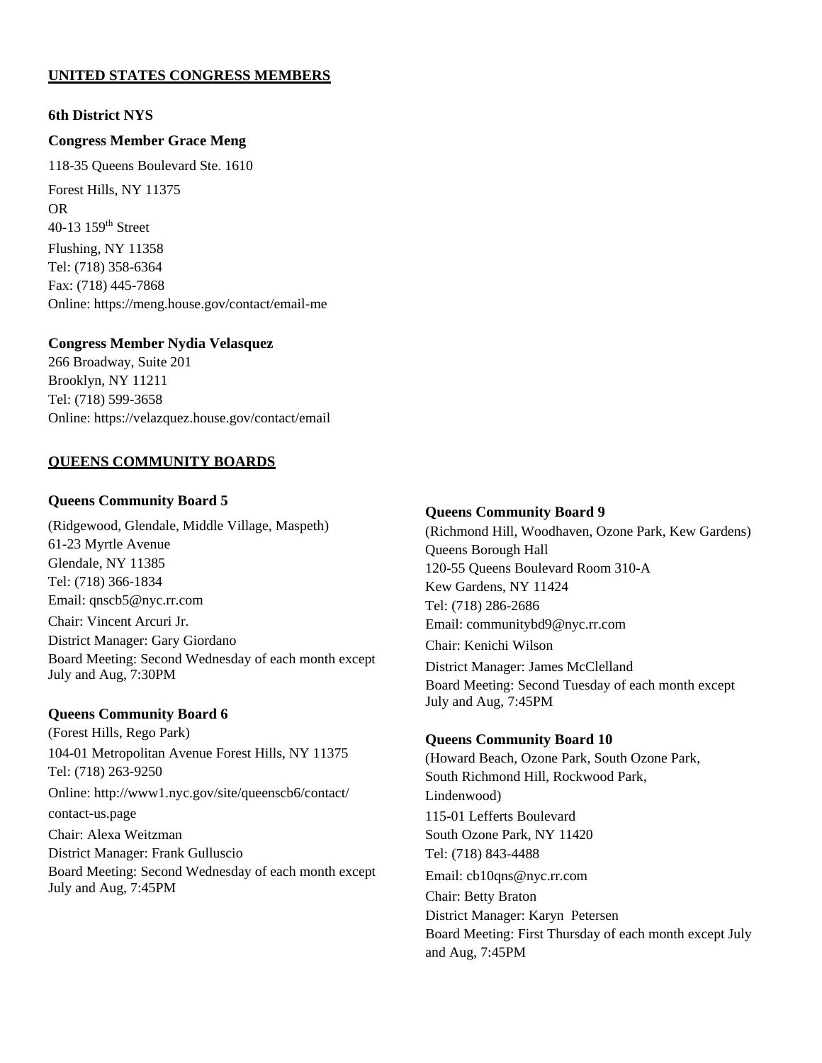## UNITED STATES CONGRESS MEMBERS

**6th District NYS**

**Congress Member Grace Meng**

118-35 Queens Boulevard Ste. 1610
Forest Hills, NY 11375
OR
40-13 159th Street
Flushing, NY 11358
Tel: (718) 358-6364
Fax: (718) 445-7868
Online: https://meng.house.gov/contact/email-me

**Congress Member Nydia Velasquez**

266 Broadway, Suite 201
Brooklyn, NY 11211
Tel: (718) 599-3658
Online: https://velazquez.house.gov/contact/email

## QUEENS COMMUNITY BOARDS

**Queens Community Board 5**

(Ridgewood, Glendale, Middle Village, Maspeth)
61-23 Myrtle Avenue
Glendale, NY 11385
Tel: (718) 366-1834
Email: qnscb5@nyc.rr.com
Chair: Vincent Arcuri Jr.
District Manager: Gary Giordano
Board Meeting: Second Wednesday of each month except July and Aug, 7:30PM

**Queens Community Board 6**

(Forest Hills, Rego Park)
104-01 Metropolitan Avenue Forest Hills, NY 11375
Tel: (718) 263-9250
Online: http://www1.nyc.gov/site/queenscb6/contact/contact-us.page
Chair: Alexa Weitzman
District Manager: Frank Gulluscio
Board Meeting: Second Wednesday of each month except July and Aug, 7:45PM

**Queens Community Board 9**

(Richmond Hill, Woodhaven, Ozone Park, Kew Gardens)
Queens Borough Hall
120-55 Queens Boulevard Room 310-A
Kew Gardens, NY 11424
Tel: (718) 286-2686
Email: communitybd9@nyc.rr.com
Chair: Kenichi Wilson
District Manager: James McClelland
Board Meeting: Second Tuesday of each month except July and Aug, 7:45PM

**Queens Community Board 10**

(Howard Beach, Ozone Park, South Ozone Park, South Richmond Hill, Rockwood Park, Lindenwood)
115-01 Lefferts Boulevard
South Ozone Park, NY 11420
Tel: (718) 843-4488
Email: cb10qns@nyc.rr.com
Chair: Betty Braton
District Manager: Karyn Petersen
Board Meeting: First Thursday of each month except July and Aug, 7:45PM